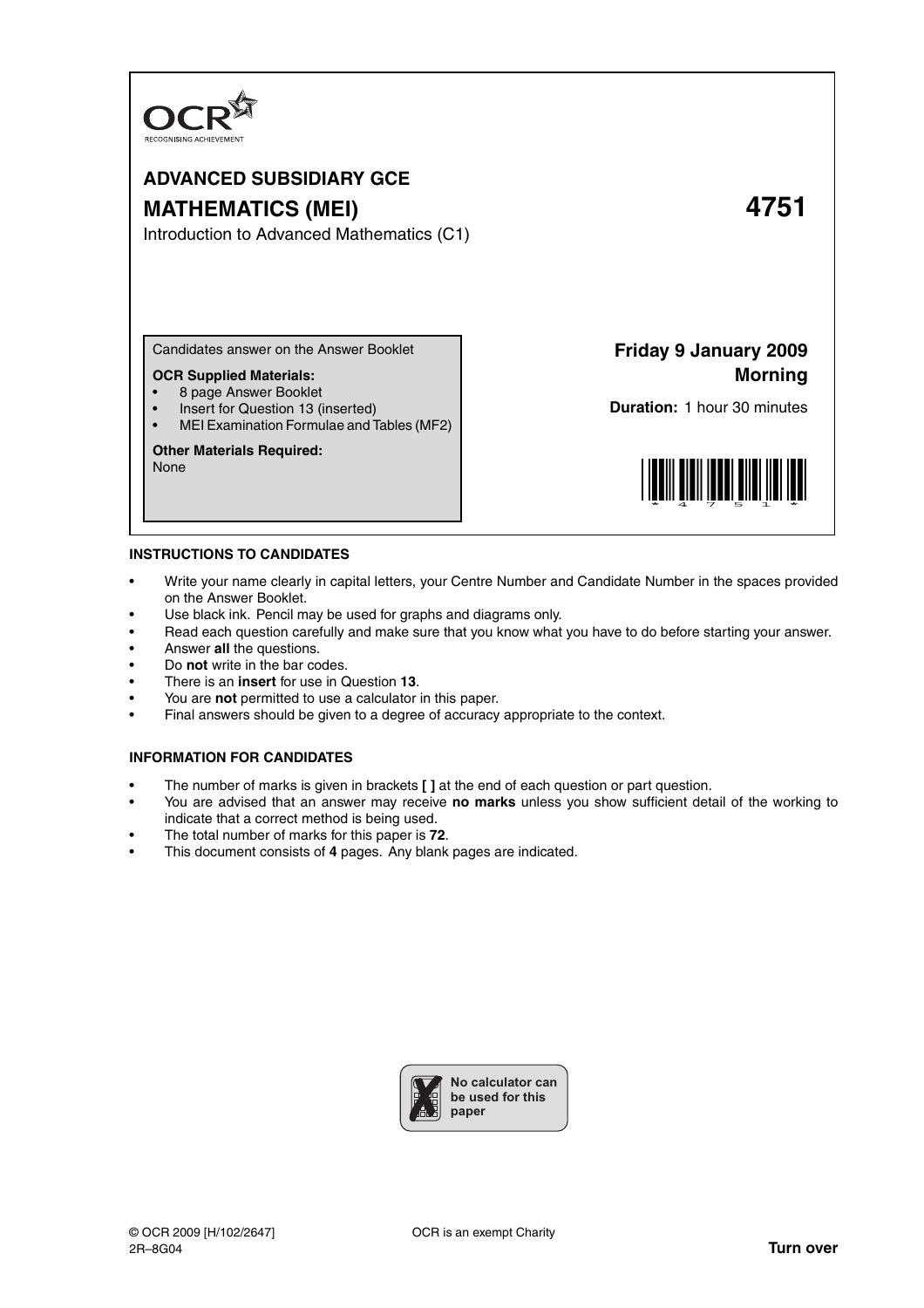OCR
RECOGNISING ACHIEVEMENT

# ADVANCED SUBSIDIARY GCE

# MATHEMATICS (MEI) 4751

Introduction to Advanced Mathematics (C1)

Candidates answer on the Answer Booklet

**OCR Supplied Materials:**
- 8 page Answer Booklet
- Insert for Question 13 (inserted)
- MEI Examination Formulae and Tables (MF2)

**Other Materials Required:**
None

**Friday 9 January 2009**
**Morning**

**Duration:** 1 hour 30 minutes

## INSTRUCTIONS TO CANDIDATES

- Write your name clearly in capital letters, your Centre Number and Candidate Number in the spaces provided on the Answer Booklet.
- Use black ink. Pencil may be used for graphs and diagrams only.
- Read each question carefully and make sure that you know what you have to do before starting your answer.
- Answer **all** the questions.
- Do **not** write in the bar codes.
- There is an **insert** for use in Question **13**.
- You are **not** permitted to use a calculator in this paper.
- Final answers should be given to a degree of accuracy appropriate to the context.

## INFORMATION FOR CANDIDATES

- The number of marks is given in brackets **[ ]** at the end of each question or part question.
- You are advised that an answer may receive **no marks** unless you show sufficient detail of the working to indicate that a correct method is being used.
- The total number of marks for this paper is **72**.
- This document consists of **4** pages. Any blank pages are indicated.

**No calculator can be used for this paper**

© OCR 2009 [H/102/2647]
2R–8G04

OCR is an exempt Charity

**Turn over**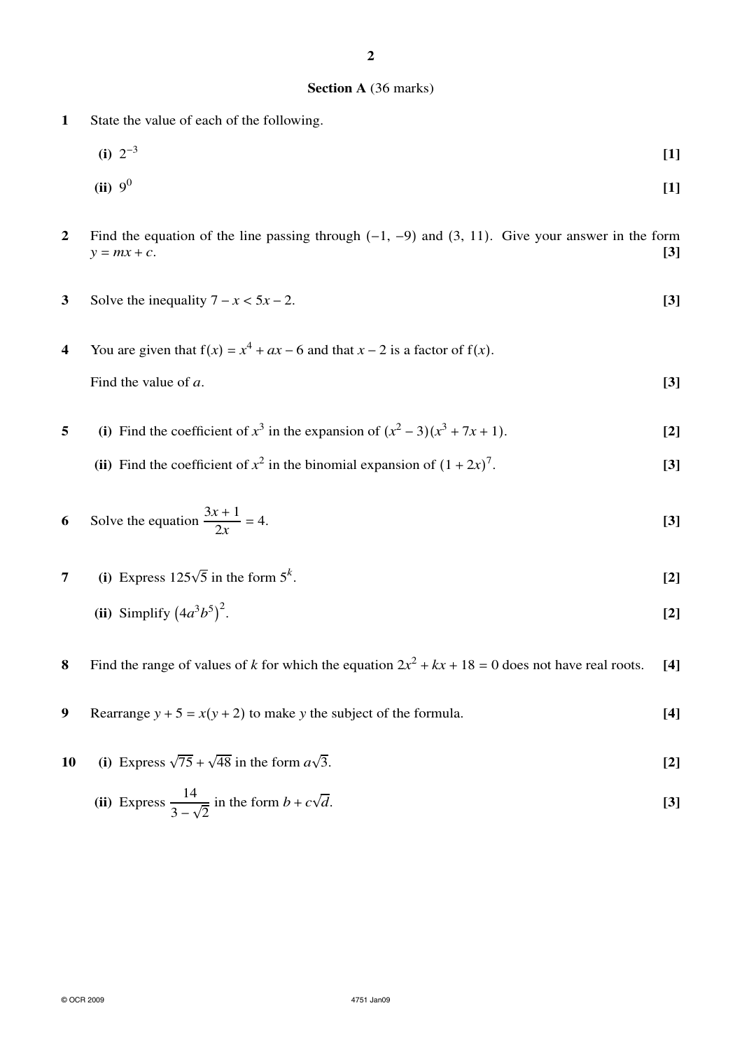## Section A (36 marks)

**1** State the value of each of the following.

**(i)** $2^{-3}$ **[1]**

**(ii)** $9^0$ **[1]**

**2** Find the equation of the line passing through $(-1, -9)$ and $(3, 11)$. Give your answer in the form $y = mx + c$. **[3]**

**3** Solve the inequality $7 - x < 5x - 2$. **[3]**

**4** You are given that $\mathrm{f}(x) = x^4 + ax - 6$ and that $x - 2$ is a factor of $\mathrm{f}(x)$.

Find the value of $a$. **[3]**

**5** **(i)** Find the coefficient of $x^3$ in the expansion of $(x^2 - 3)(x^3 + 7x + 1)$. **[2]**

**(ii)** Find the coefficient of $x^2$ in the binomial expansion of $(1 + 2x)^7$. **[3]**

**6** Solve the equation $\dfrac{3x + 1}{2x} = 4$. **[3]**

**7** **(i)** Express $125\sqrt{5}$ in the form $5^k$. **[2]**

**(ii)** Simplify $\left(4a^3b^5\right)^2$. **[2]**

**8** Find the range of values of $k$ for which the equation $2x^2 + kx + 18 = 0$ does not have real roots. **[4]**

**9** Rearrange $y + 5 = x(y + 2)$ to make $y$ the subject of the formula. **[4]**

**10** **(i)** Express $\sqrt{75} + \sqrt{48}$ in the form $a\sqrt{3}$. **[2]**

**(ii)** Express $\dfrac{14}{3 - \sqrt{2}}$ in the form $b + c\sqrt{d}$. **[3]**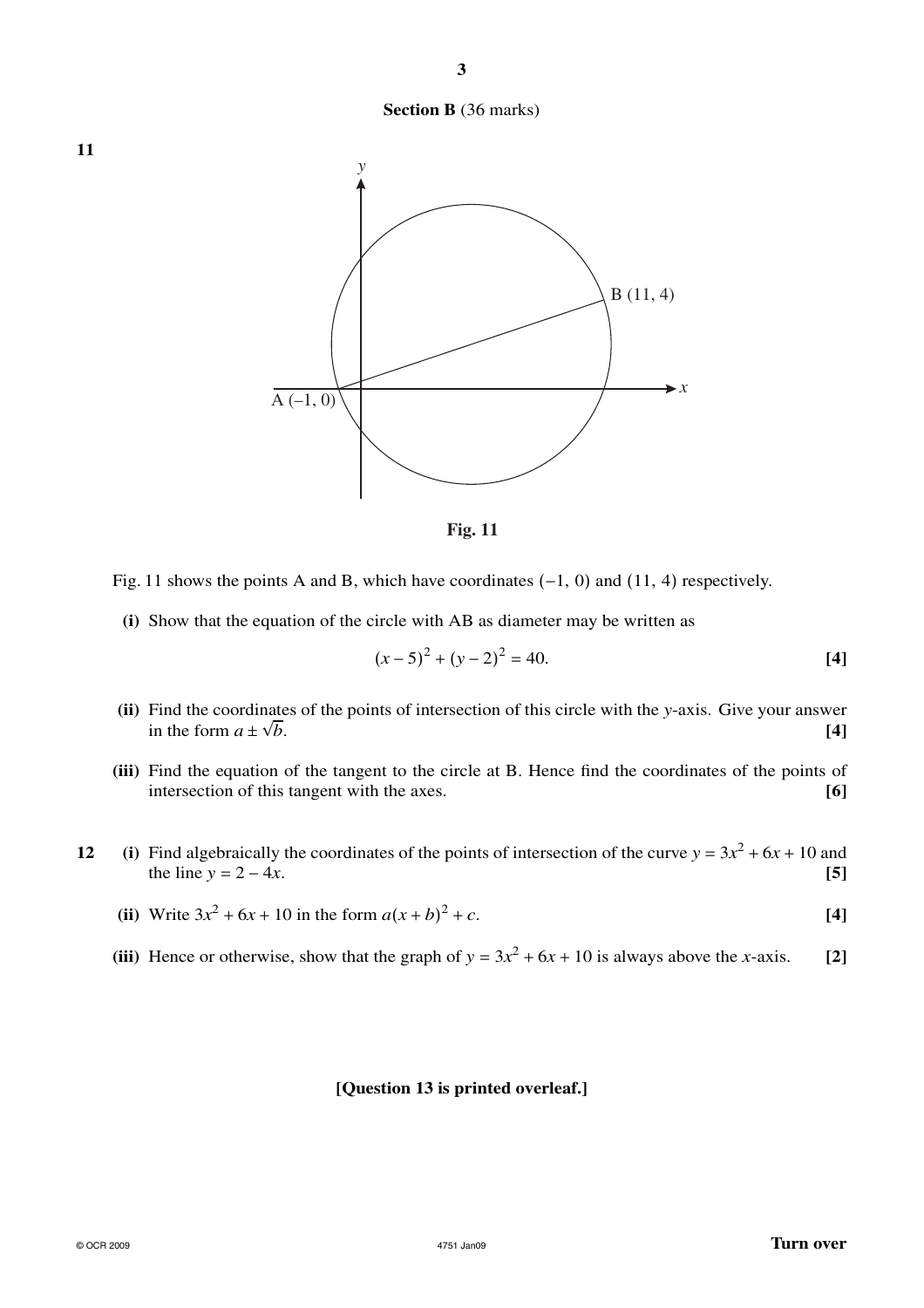## Section B (36 marks)

**11**

Fig. 11

Fig. 11 shows the points A and B, which have coordinates $(-1, 0)$ and $(11, 4)$ respectively.

**(i)** Show that the equation of the circle with AB as diameter may be written as

$$(x-5)^2 + (y-2)^2 = 40. \qquad \textbf{[4]}$$

**(ii)** Find the coordinates of the points of intersection of this circle with the $y$-axis. Give your answer in the form $a \pm \sqrt{b}$. **[4]**

**(iii)** Find the equation of the tangent to the circle at B. Hence find the coordinates of the points of intersection of this tangent with the axes. **[6]**

**12** **(i)** Find algebraically the coordinates of the points of intersection of the curve $y = 3x^2 + 6x + 10$ and the line $y = 2 - 4x$. **[5]**

**(ii)** Write $3x^2 + 6x + 10$ in the form $a(x+b)^2 + c$. **[4]**

**(iii)** Hence or otherwise, show that the graph of $y = 3x^2 + 6x + 10$ is always above the $x$-axis. **[2]**

**[Question 13 is printed overleaf.]**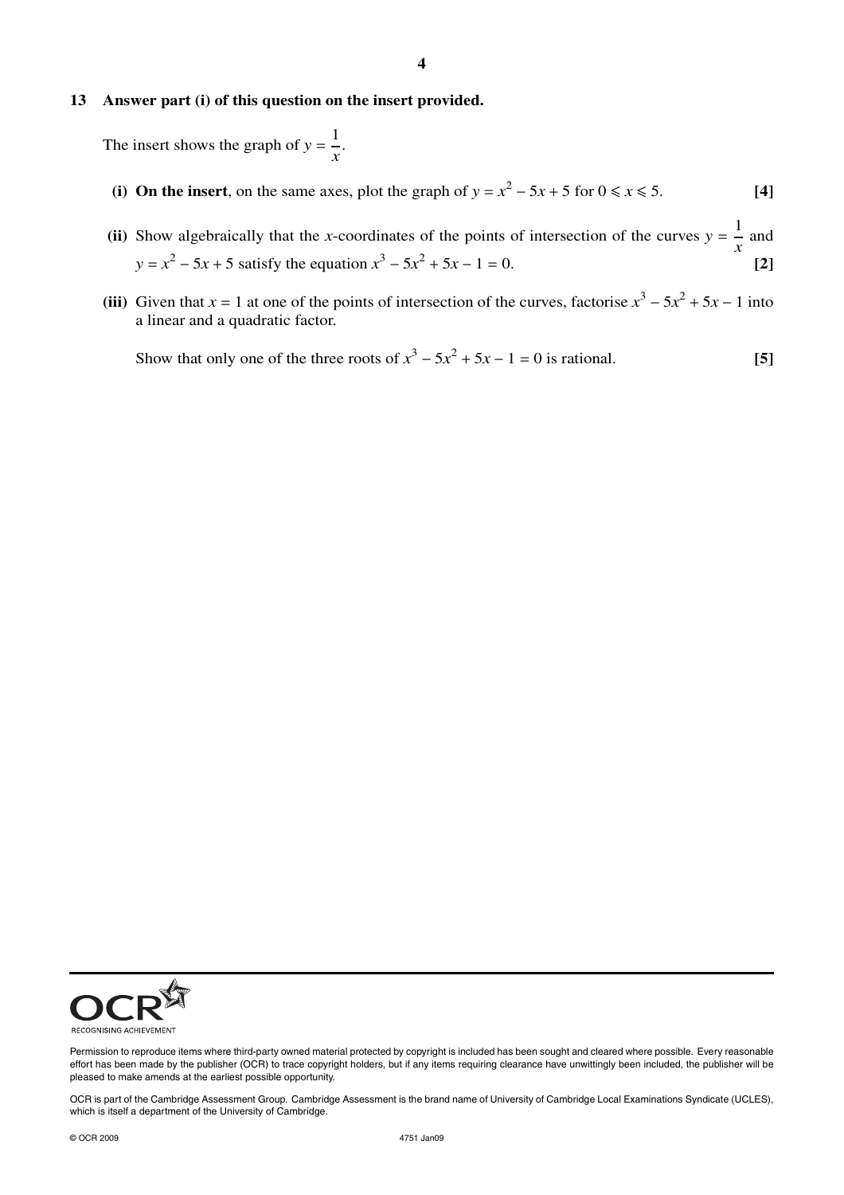**13 Answer part (i) of this question on the insert provided.**

The insert shows the graph of $y = \dfrac{1}{x}$.

**(i)** **On the insert**, on the same axes, plot the graph of $y = x^2 - 5x + 5$ for $0 \leqslant x \leqslant 5$. **[4]**

**(ii)** Show algebraically that the $x$-coordinates of the points of intersection of the curves $y = \dfrac{1}{x}$ and $y = x^2 - 5x + 5$ satisfy the equation $x^3 - 5x^2 + 5x - 1 = 0$. **[2]**

**(iii)** Given that $x = 1$ at one of the points of intersection of the curves, factorise $x^3 - 5x^2 + 5x - 1$ into a linear and a quadratic factor.

Show that only one of the three roots of $x^3 - 5x^2 + 5x - 1 = 0$ is rational. **[5]**

Permission to reproduce items where third-party owned material protected by copyright is included has been sought and cleared where possible. Every reasonable effort has been made by the publisher (OCR) to trace copyright holders, but if any items requiring clearance have unwittingly been included, the publisher will be pleased to make amends at the earliest possible opportunity.

OCR is part of the Cambridge Assessment Group. Cambridge Assessment is the brand name of University of Cambridge Local Examinations Syndicate (UCLES), which is itself a department of the University of Cambridge.

© OCR 2009 4751 Jan09